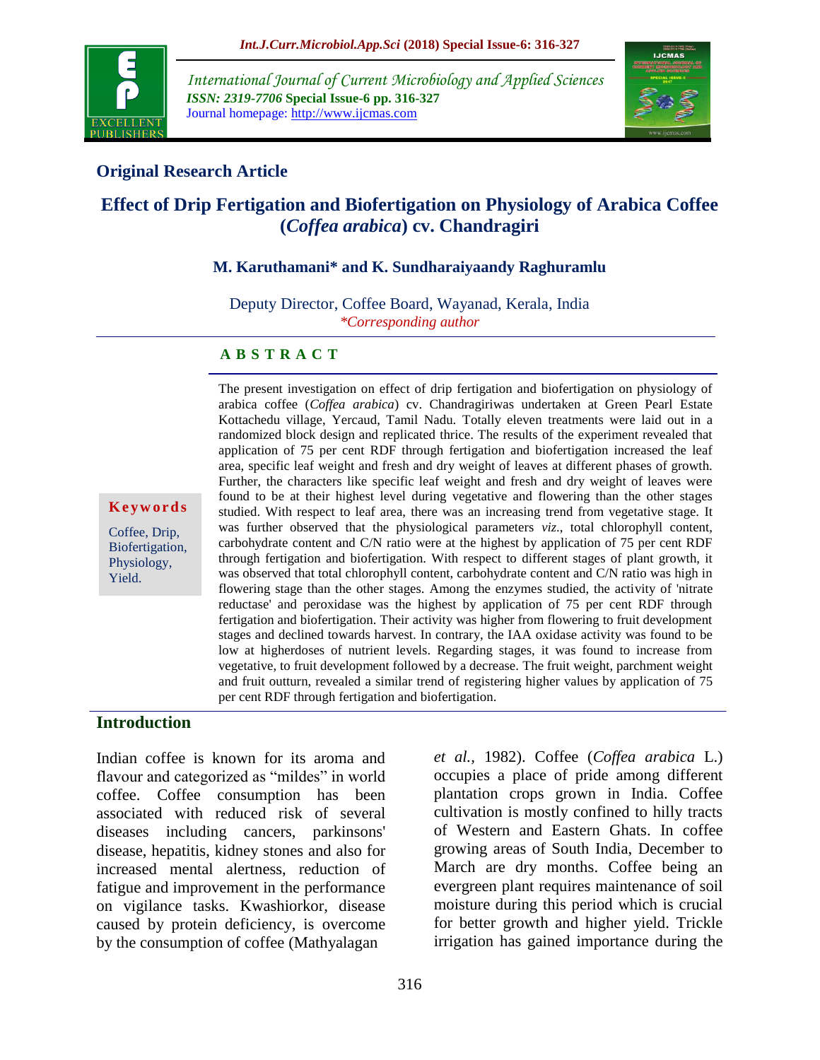International Journal of Current Microbiology and Applied Sciences
*ISSN: 2319-7706* **Special Issue-6 pp. 316-327**
Journal homepage: http://www.ijcmas.com

**Original Research Article**

# Effect of Drip Fertigation and Biofertigation on Physiology of Arabica Coffee (*Coffea arabica*) cv. Chandragiri

**M. Karuthamani* and K. Sundharaiyaandy Raghuramlu**

Deputy Director, Coffee Board, Wayanad, Kerala, India
*\*Corresponding author*

**A B S T R A C T**

**Keywords**

Coffee, Drip, Biofertigation, Physiology, Yield.

The present investigation on effect of drip fertigation and biofertigation on physiology of arabica coffee (*Coffea arabica*) cv. Chandragiriwas undertaken at Green Pearl Estate Kottachedu village, Yercaud, Tamil Nadu. Totally eleven treatments were laid out in a randomized block design and replicated thrice. The results of the experiment revealed that application of 75 per cent RDF through fertigation and biofertigation increased the leaf area, specific leaf weight and fresh and dry weight of leaves at different phases of growth. Further, the characters like specific leaf weight and fresh and dry weight of leaves were found to be at their highest level during vegetative and flowering than the other stages studied. With respect to leaf area, there was an increasing trend from vegetative stage. It was further observed that the physiological parameters *viz*., total chlorophyll content, carbohydrate content and C/N ratio were at the highest by application of 75 per cent RDF through fertigation and biofertigation. With respect to different stages of plant growth, it was observed that total chlorophyll content, carbohydrate content and C/N ratio was high in flowering stage than the other stages. Among the enzymes studied, the activity of 'nitrate reductase' and peroxidase was the highest by application of 75 per cent RDF through fertigation and biofertigation. Their activity was higher from flowering to fruit development stages and declined towards harvest. In contrary, the IAA oxidase activity was found to be low at higherdoses of nutrient levels. Regarding stages, it was found to increase from vegetative, to fruit development followed by a decrease. The fruit weight, parchment weight and fruit outturn, revealed a similar trend of registering higher values by application of 75 per cent RDF through fertigation and biofertigation.

## Introduction

Indian coffee is known for its aroma and flavour and categorized as "mildes" in world coffee. Coffee consumption has been associated with reduced risk of several diseases including cancers, parkinsons' disease, hepatitis, kidney stones and also for increased mental alertness, reduction of fatigue and improvement in the performance on vigilance tasks. Kwashiorkor, disease caused by protein deficiency, is overcome by the consumption of coffee (Mathyalagan *et al.,* 1982). Coffee (*Coffea arabica* L.) occupies a place of pride among different plantation crops grown in India. Coffee cultivation is mostly confined to hilly tracts of Western and Eastern Ghats. In coffee growing areas of South India, December to March are dry months. Coffee being an evergreen plant requires maintenance of soil moisture during this period which is crucial for better growth and higher yield. Trickle irrigation has gained importance during the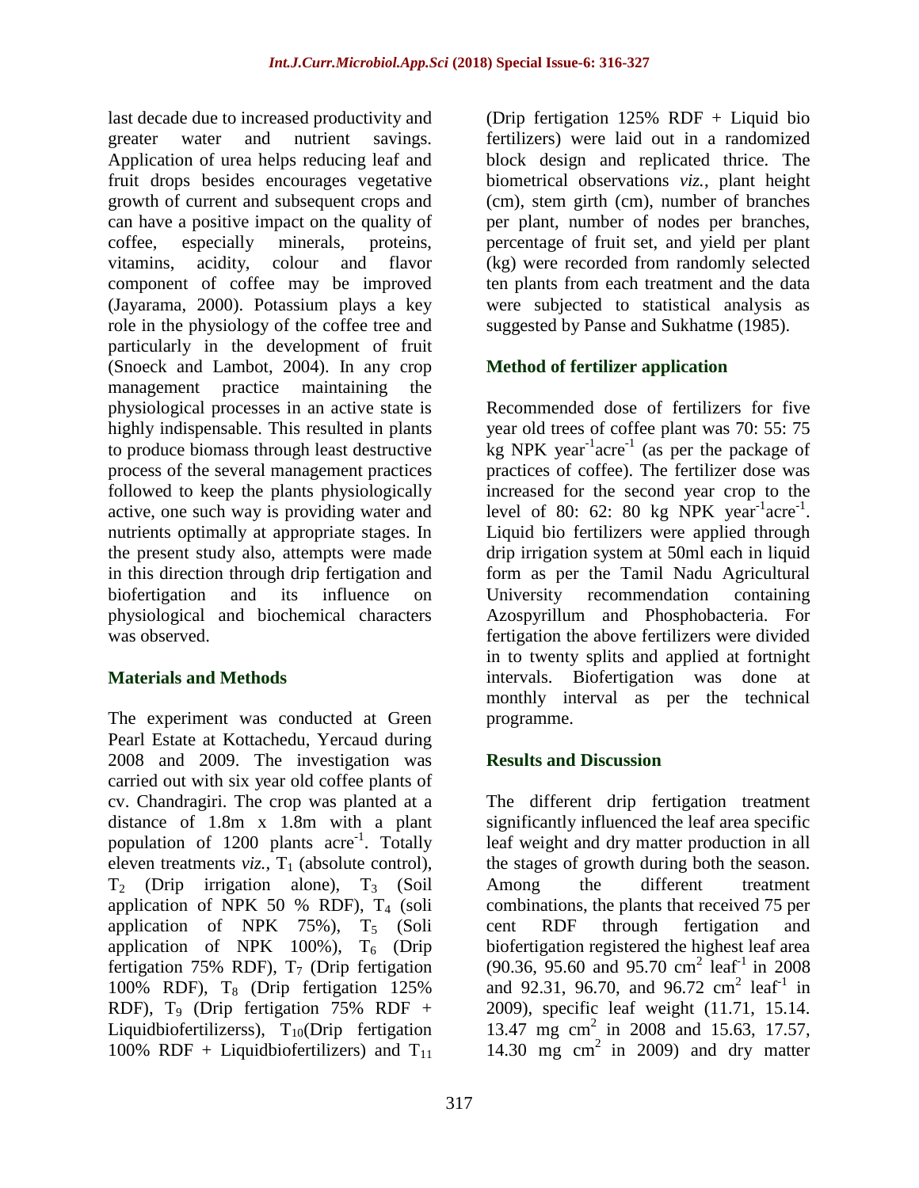last decade due to increased productivity and greater water and nutrient savings. Application of urea helps reducing leaf and fruit drops besides encourages vegetative growth of current and subsequent crops and can have a positive impact on the quality of coffee, especially minerals, proteins, vitamins, acidity, colour and flavor component of coffee may be improved (Jayarama, 2000). Potassium plays a key role in the physiology of the coffee tree and particularly in the development of fruit (Snoeck and Lambot, 2004). In any crop management practice maintaining the physiological processes in an active state is highly indispensable. This resulted in plants to produce biomass through least destructive process of the several management practices followed to keep the plants physiologically active, one such way is providing water and nutrients optimally at appropriate stages. In the present study also, attempts were made in this direction through drip fertigation and biofertigation and its influence on physiological and biochemical characters was observed.

## Materials and Methods

The experiment was conducted at Green Pearl Estate at Kottachedu, Yercaud during 2008 and 2009. The investigation was carried out with six year old coffee plants of cv. Chandragiri. The crop was planted at a distance of 1.8m x 1.8m with a plant population of 1200 plants acre$^{-1}$. Totally eleven treatments *viz.*, $T_1$ (absolute control), $T_2$ (Drip irrigation alone), $T_3$ (Soil application of NPK 50 % RDF), $T_4$ (soli application of NPK 75%), $T_5$ (Soli application of NPK 100%), $T_6$ (Drip fertigation 75% RDF), $T_7$ (Drip fertigation 100% RDF), $T_8$ (Drip fertigation 125% RDF), $T_9$ (Drip fertigation 75% RDF + Liquidbiofertilizerss), $T_{10}$(Drip fertigation 100% RDF + Liquidbiofertilizers) and $T_{11}$ (Drip fertigation 125% RDF + Liquid bio fertilizers) were laid out in a randomized block design and replicated thrice. The biometrical observations *viz.*, plant height (cm), stem girth (cm), number of branches per plant, number of nodes per branches, percentage of fruit set, and yield per plant (kg) were recorded from randomly selected ten plants from each treatment and the data were subjected to statistical analysis as suggested by Panse and Sukhatme (1985).

## Method of fertilizer application

Recommended dose of fertilizers for five year old trees of coffee plant was 70: 55: 75 kg NPK year$^{-1}$acre$^{-1}$ (as per the package of practices of coffee). The fertilizer dose was increased for the second year crop to the level of 80: 62: 80 kg NPK year$^{-1}$acre$^{-1}$. Liquid bio fertilizers were applied through drip irrigation system at 50ml each in liquid form as per the Tamil Nadu Agricultural University recommendation containing Azospyrillum and Phosphobacteria. For fertigation the above fertilizers were divided in to twenty splits and applied at fortnight intervals. Biofertigation was done at monthly interval as per the technical programme.

## Results and Discussion

The different drip fertigation treatment significantly influenced the leaf area specific leaf weight and dry matter production in all the stages of growth during both the season. Among the different treatment combinations, the plants that received 75 per cent RDF through fertigation and biofertigation registered the highest leaf area (90.36, 95.60 and 95.70 cm$^2$ leaf$^{-1}$ in 2008 and 92.31, 96.70, and 96.72 cm$^2$ leaf$^{-1}$ in 2009), specific leaf weight (11.71, 15.14. 13.47 mg cm$^2$ in 2008 and 15.63, 17.57, 14.30 mg cm$^2$ in 2009) and dry matter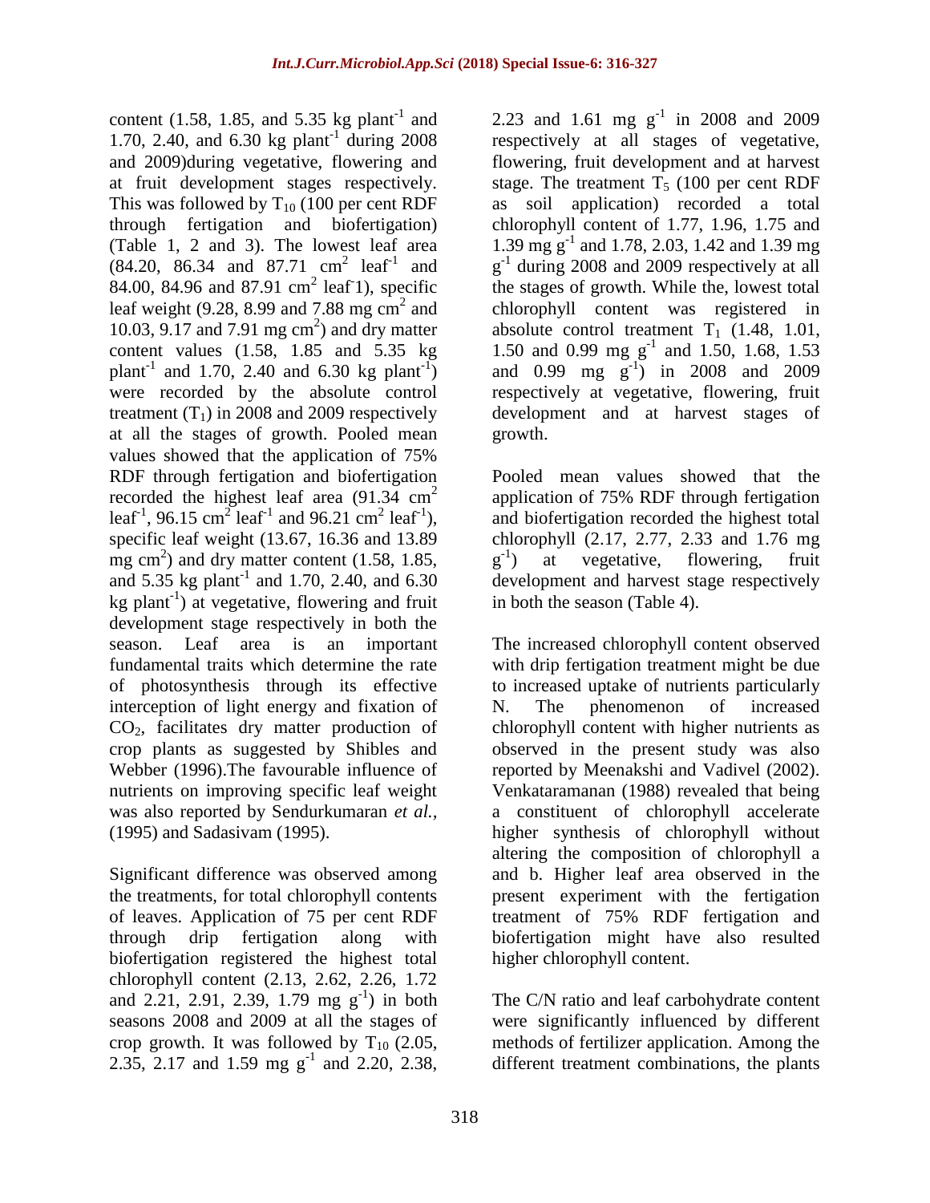content (1.58, 1.85, and 5.35 kg plant$^{-1}$ and 1.70, 2.40, and 6.30 kg plant$^{-1}$ during 2008 and 2009)during vegetative, flowering and at fruit development stages respectively. This was followed by $T_{10}$ (100 per cent RDF through fertigation and biofertigation) (Table 1, 2 and 3). The lowest leaf area (84.20, 86.34 and 87.71 cm$^2$ leaf$^{-1}$ and 84.00, 84.96 and 87.91 cm$^2$ leaf$^{-1}$), specific leaf weight (9.28, 8.99 and 7.88 mg cm$^2$ and 10.03, 9.17 and 7.91 mg cm$^2$) and dry matter content values (1.58, 1.85 and 5.35 kg plant$^{-1}$ and 1.70, 2.40 and 6.30 kg plant$^{-1}$) were recorded by the absolute control treatment ($T_1$) in 2008 and 2009 respectively at all the stages of growth. Pooled mean values showed that the application of 75% RDF through fertigation and biofertigation recorded the highest leaf area (91.34 cm$^2$ leaf$^{-1}$, 96.15 cm$^2$ leaf$^{-1}$ and 96.21 cm$^2$ leaf$^{-1}$), specific leaf weight (13.67, 16.36 and 13.89 mg cm$^2$) and dry matter content (1.58, 1.85, and 5.35 kg plant$^{-1}$ and 1.70, 2.40, and 6.30 kg plant$^{-1}$) at vegetative, flowering and fruit development stage respectively in both the season. Leaf area is an important fundamental traits which determine the rate of photosynthesis through its effective interception of light energy and fixation of $CO_2$, facilitates dry matter production of crop plants as suggested by Shibles and Webber (1996).The favourable influence of nutrients on improving specific leaf weight was also reported by Sendurkumaran *et al.*, (1995) and Sadasivam (1995).

Significant difference was observed among the treatments, for total chlorophyll contents of leaves. Application of 75 per cent RDF through drip fertigation along with biofertigation registered the highest total chlorophyll content (2.13, 2.62, 2.26, 1.72 and 2.21, 2.91, 2.39, 1.79 mg g$^{-1}$) in both seasons 2008 and 2009 at all the stages of crop growth. It was followed by $T_{10}$ (2.05, 2.35, 2.17 and 1.59 mg g$^{-1}$ and 2.20, 2.38, 2.23 and 1.61 mg g$^{-1}$ in 2008 and 2009 respectively at all stages of vegetative, flowering, fruit development and at harvest stage. The treatment $T_5$ (100 per cent RDF as soil application) recorded a total chlorophyll content of 1.77, 1.96, 1.75 and 1.39 mg g$^{-1}$ and 1.78, 2.03, 1.42 and 1.39 mg g$^{-1}$ during 2008 and 2009 respectively at all the stages of growth. While the, lowest total chlorophyll content was registered in absolute control treatment $T_1$ (1.48, 1.01, 1.50 and 0.99 mg g$^{-1}$ and 1.50, 1.68, 1.53 and 0.99 mg g$^{-1}$) in 2008 and 2009 respectively at vegetative, flowering, fruit development and at harvest stages of growth.

Pooled mean values showed that the application of 75% RDF through fertigation and biofertigation recorded the highest total chlorophyll (2.17, 2.77, 2.33 and 1.76 mg g$^{-1}$) at vegetative, flowering, fruit development and harvest stage respectively in both the season (Table 4).

The increased chlorophyll content observed with drip fertigation treatment might be due to increased uptake of nutrients particularly N. The phenomenon of increased chlorophyll content with higher nutrients as observed in the present study was also reported by Meenakshi and Vadivel (2002). Venkataramanan (1988) revealed that being a constituent of chlorophyll accelerate higher synthesis of chlorophyll without altering the composition of chlorophyll a and b. Higher leaf area observed in the present experiment with the fertigation treatment of 75% RDF fertigation and biofertigation might have also resulted higher chlorophyll content.

The C/N ratio and leaf carbohydrate content were significantly influenced by different methods of fertilizer application. Among the different treatment combinations, the plants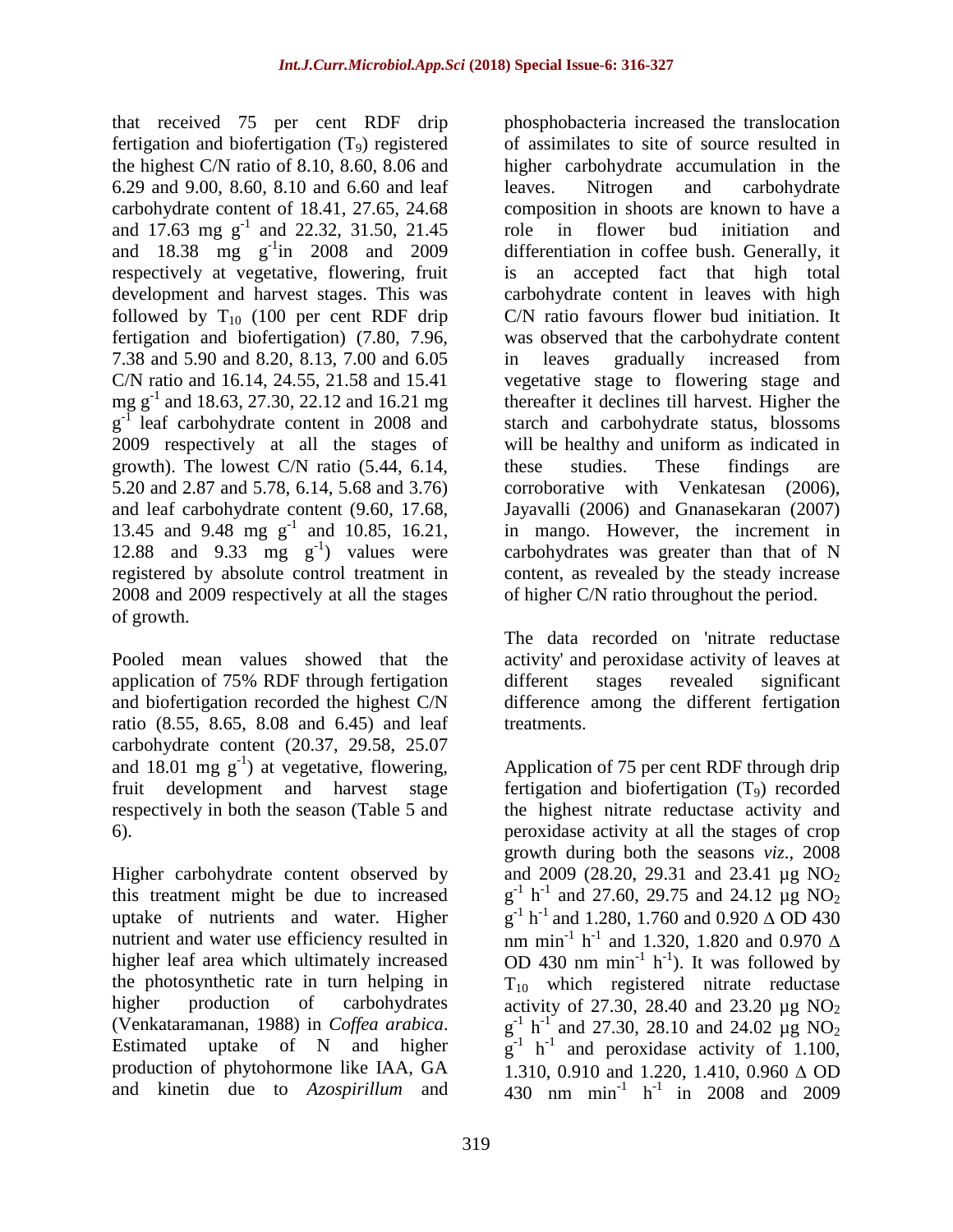that received 75 per cent RDF drip fertigation and biofertigation ($T_9$) registered the highest C/N ratio of 8.10, 8.60, 8.06 and 6.29 and 9.00, 8.60, 8.10 and 6.60 and leaf carbohydrate content of 18.41, 27.65, 24.68 and 17.63 mg $g^{-1}$ and 22.32, 31.50, 21.45 and 18.38 mg $g^{-1}$in 2008 and 2009 respectively at vegetative, flowering, fruit development and harvest stages. This was followed by $T_{10}$ (100 per cent RDF drip fertigation and biofertigation) (7.80, 7.96, 7.38 and 5.90 and 8.20, 8.13, 7.00 and 6.05 C/N ratio and 16.14, 24.55, 21.58 and 15.41 mg $g^{-1}$ and 18.63, 27.30, 22.12 and 16.21 mg $g^{-1}$ leaf carbohydrate content in 2008 and 2009 respectively at all the stages of growth). The lowest C/N ratio (5.44, 6.14, 5.20 and 2.87 and 5.78, 6.14, 5.68 and 3.76) and leaf carbohydrate content (9.60, 17.68, 13.45 and 9.48 mg $g^{-1}$ and 10.85, 16.21, 12.88 and 9.33 mg $g^{-1}$) values were registered by absolute control treatment in 2008 and 2009 respectively at all the stages of growth.

Pooled mean values showed that the application of 75% RDF through fertigation and biofertigation recorded the highest C/N ratio (8.55, 8.65, 8.08 and 6.45) and leaf carbohydrate content (20.37, 29.58, 25.07 and 18.01 mg $g^{-1}$) at vegetative, flowering, fruit development and harvest stage respectively in both the season (Table 5 and 6).

Higher carbohydrate content observed by this treatment might be due to increased uptake of nutrients and water. Higher nutrient and water use efficiency resulted in higher leaf area which ultimately increased the photosynthetic rate in turn helping in higher production of carbohydrates (Venkataramanan, 1988) in *Coffea arabica*. Estimated uptake of N and higher production of phytohormone like IAA, GA and kinetin due to *Azospirillum* and phosphobacteria increased the translocation of assimilates to site of source resulted in higher carbohydrate accumulation in the leaves. Nitrogen and carbohydrate composition in shoots are known to have a role in flower bud initiation and differentiation in coffee bush. Generally, it is an accepted fact that high total carbohydrate content in leaves with high C/N ratio favours flower bud initiation. It was observed that the carbohydrate content in leaves gradually increased from vegetative stage to flowering stage and thereafter it declines till harvest. Higher the starch and carbohydrate status, blossoms will be healthy and uniform as indicated in these studies. These findings are corroborative with Venkatesan (2006), Jayavalli (2006) and Gnanasekaran (2007) in mango. However, the increment in carbohydrates was greater than that of N content, as revealed by the steady increase of higher C/N ratio throughout the period.

The data recorded on 'nitrate reductase activity' and peroxidase activity of leaves at different stages revealed significant difference among the different fertigation treatments.

Application of 75 per cent RDF through drip fertigation and biofertigation ($T_9$) recorded the highest nitrate reductase activity and peroxidase activity at all the stages of crop growth during both the seasons *viz*., 2008 and 2009 (28.20, 29.31 and 23.41 µg $NO_2$ $g^{-1}$ $h^{-1}$ and 27.60, 29.75 and 24.12 µg $NO_2$ $g^{-1}$ $h^{-1}$ and 1.280, 1.760 and 0.920 $\Delta$ OD 430 nm $min^{-1}$ $h^{-1}$ and 1.320, 1.820 and 0.970 $\Delta$ OD 430 nm $min^{-1}$ $h^{-1}$). It was followed by $T_{10}$ which registered nitrate reductase activity of 27.30, 28.40 and 23.20 µg $NO_2$ $g^{-1}$ $h^{-1}$ and 27.30, 28.10 and 24.02 µg $NO_2$ $g^{-1}$ $h^{-1}$ and peroxidase activity of 1.100, 1.310, 0.910 and 1.220, 1.410, 0.960 $\Delta$ OD 430 nm $min^{-1}$ $h^{-1}$ in 2008 and 2009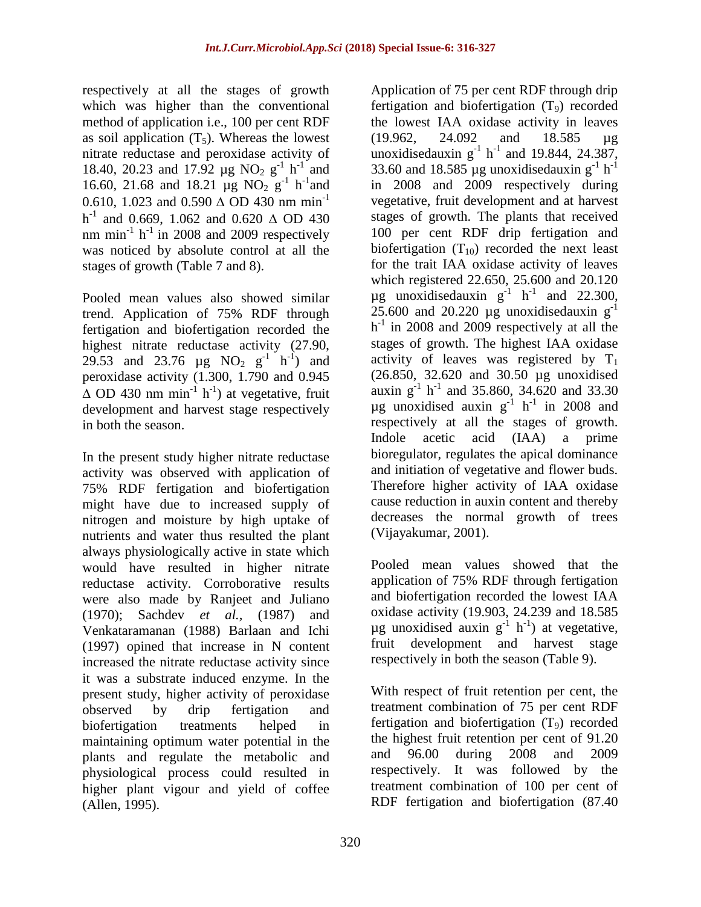respectively at all the stages of growth which was higher than the conventional method of application i.e., 100 per cent RDF as soil application ($T_5$). Whereas the lowest nitrate reductase and peroxidase activity of 18.40, 20.23 and 17.92 µg $NO_2$ $g^{-1}$ $h^{-1}$ and 16.60, 21.68 and 18.21 µg $NO_2$ $g^{-1}$ $h^{-1}$and 0.610, 1.023 and 0.590 ∆ OD 430 nm $min^{-1}$ $h^{-1}$ and 0.669, 1.062 and 0.620 ∆ OD 430 nm $min^{-1}$ $h^{-1}$ in 2008 and 2009 respectively was noticed by absolute control at all the stages of growth (Table 7 and 8).

Pooled mean values also showed similar trend. Application of 75% RDF through fertigation and biofertigation recorded the highest nitrate reductase activity (27.90, 29.53 and 23.76 µg $NO_2$ $g^{-1}$ $h^{-1}$) and peroxidase activity (1.300, 1.790 and 0.945 ∆ OD 430 nm $min^{-1}$ $h^{-1}$) at vegetative, fruit development and harvest stage respectively in both the season.

In the present study higher nitrate reductase activity was observed with application of 75% RDF fertigation and biofertigation might have due to increased supply of nitrogen and moisture by high uptake of nutrients and water thus resulted the plant always physiologically active in state which would have resulted in higher nitrate reductase activity. Corroborative results were also made by Ranjeet and Juliano (1970); Sachdev *et al.,* (1987) and Venkataramanan (1988) Barlaan and Ichi (1997) opined that increase in N content increased the nitrate reductase activity since it was a substrate induced enzyme. In the present study, higher activity of peroxidase observed by drip fertigation and biofertigation treatments helped in maintaining optimum water potential in the plants and regulate the metabolic and physiological process could resulted in higher plant vigour and yield of coffee (Allen, 1995).

Application of 75 per cent RDF through drip fertigation and biofertigation ($T_9$) recorded the lowest IAA oxidase activity in leaves (19.962, 24.092 and 18.585 µg unoxidisedauxin $g^{-1}$ $h^{-1}$ and 19.844, 24.387, 33.60 and 18.585 µg unoxidisedauxin $g^{-1}$ $h^{-1}$ in 2008 and 2009 respectively during vegetative, fruit development and at harvest stages of growth. The plants that received 100 per cent RDF drip fertigation and biofertigation ($T_{10}$) recorded the next least for the trait IAA oxidase activity of leaves which registered 22.650, 25.600 and 20.120 µg unoxidisedauxin $g^{-1}$ $h^{-1}$ and 22.300, 25.600 and 20.220 µg unoxidisedauxin $g^{-1}$ $h^{-1}$ in 2008 and 2009 respectively at all the stages of growth. The highest IAA oxidase activity of leaves was registered by $T_1$ (26.850, 32.620 and 30.50 µg unoxidised auxin $g^{-1}$ $h^{-1}$ and 35.860, 34.620 and 33.30 µg unoxidised auxin $g^{-1}$ $h^{-1}$ in 2008 and respectively at all the stages of growth. Indole acetic acid (IAA) a prime bioregulator, regulates the apical dominance and initiation of vegetative and flower buds. Therefore higher activity of IAA oxidase cause reduction in auxin content and thereby decreases the normal growth of trees (Vijayakumar, 2001).

Pooled mean values showed that the application of 75% RDF through fertigation and biofertigation recorded the lowest IAA oxidase activity (19.903, 24.239 and 18.585 µg unoxidised auxin $g^{-1}$ $h^{-1}$) at vegetative, fruit development and harvest stage respectively in both the season (Table 9).

With respect of fruit retention per cent, the treatment combination of 75 per cent RDF fertigation and biofertigation ($T_9$) recorded the highest fruit retention per cent of 91.20 and 96.00 during 2008 and 2009 respectively. It was followed by the treatment combination of 100 per cent of RDF fertigation and biofertigation (87.40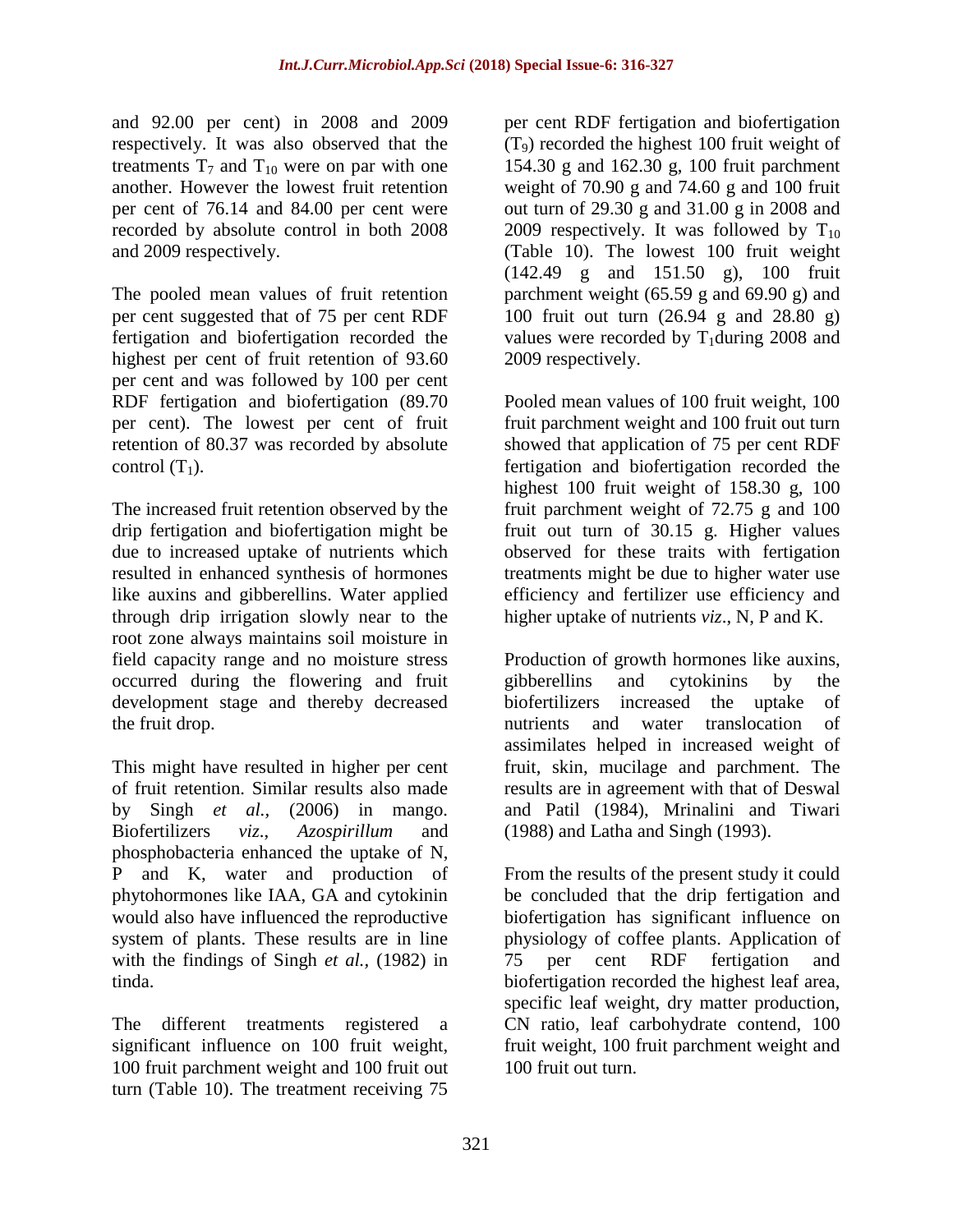and 92.00 per cent) in 2008 and 2009 respectively. It was also observed that the treatments $T_7$ and $T_{10}$ were on par with one another. However the lowest fruit retention per cent of 76.14 and 84.00 per cent were recorded by absolute control in both 2008 and 2009 respectively.

The pooled mean values of fruit retention per cent suggested that of 75 per cent RDF fertigation and biofertigation recorded the highest per cent of fruit retention of 93.60 per cent and was followed by 100 per cent RDF fertigation and biofertigation (89.70 per cent). The lowest per cent of fruit retention of 80.37 was recorded by absolute control ($T_1$).

The increased fruit retention observed by the drip fertigation and biofertigation might be due to increased uptake of nutrients which resulted in enhanced synthesis of hormones like auxins and gibberellins. Water applied through drip irrigation slowly near to the root zone always maintains soil moisture in field capacity range and no moisture stress occurred during the flowering and fruit development stage and thereby decreased the fruit drop.

This might have resulted in higher per cent of fruit retention. Similar results also made by Singh *et al.,* (2006) in mango. Biofertilizers *viz*., *Azospirillum* and phosphobacteria enhanced the uptake of N, P and K, water and production of phytohormones like IAA, GA and cytokinin would also have influenced the reproductive system of plants. These results are in line with the findings of Singh *et al.,* (1982) in tinda.

The different treatments registered a significant influence on 100 fruit weight, 100 fruit parchment weight and 100 fruit out turn (Table 10). The treatment receiving 75 per cent RDF fertigation and biofertigation ($T_9$) recorded the highest 100 fruit weight of 154.30 g and 162.30 g, 100 fruit parchment weight of 70.90 g and 74.60 g and 100 fruit out turn of 29.30 g and 31.00 g in 2008 and 2009 respectively. It was followed by $T_{10}$ (Table 10). The lowest 100 fruit weight (142.49 g and 151.50 g), 100 fruit parchment weight (65.59 g and 69.90 g) and 100 fruit out turn (26.94 g and 28.80 g) values were recorded by $T_1$during 2008 and 2009 respectively.

Pooled mean values of 100 fruit weight, 100 fruit parchment weight and 100 fruit out turn showed that application of 75 per cent RDF fertigation and biofertigation recorded the highest 100 fruit weight of 158.30 g, 100 fruit parchment weight of 72.75 g and 100 fruit out turn of 30.15 g. Higher values observed for these traits with fertigation treatments might be due to higher water use efficiency and fertilizer use efficiency and higher uptake of nutrients *viz*., N, P and K.

Production of growth hormones like auxins, gibberellins and cytokinins by the biofertilizers increased the uptake of nutrients and water translocation of assimilates helped in increased weight of fruit, skin, mucilage and parchment. The results are in agreement with that of Deswal and Patil (1984), Mrinalini and Tiwari (1988) and Latha and Singh (1993).

From the results of the present study it could be concluded that the drip fertigation and biofertigation has significant influence on physiology of coffee plants. Application of 75 per cent RDF fertigation and biofertigation recorded the highest leaf area, specific leaf weight, dry matter production, CN ratio, leaf carbohydrate contend, 100 fruit weight, 100 fruit parchment weight and 100 fruit out turn.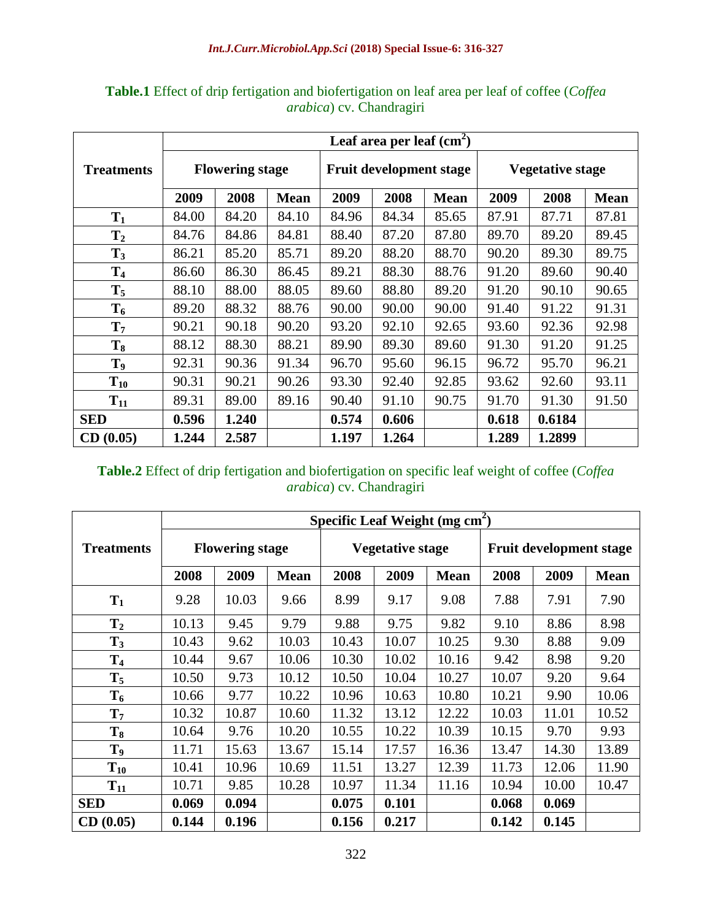**Table.1** Effect of drip fertigation and biofertigation on leaf area per leaf of coffee (*Coffea arabica*) cv. Chandragiri

| Treatments | Leaf area per leaf ($cm^2$) | | | | | | | | |
|---|---|---|---|---|---|---|---|---|---|
| | Flowering stage | | | Fruit development stage | | | Vegetative stage | | |
| | 2009 | 2008 | Mean | 2009 | 2008 | Mean | 2009 | 2008 | Mean |
| $T_1$ | 84.00 | 84.20 | 84.10 | 84.96 | 84.34 | 85.65 | 87.91 | 87.71 | 87.81 |
| $T_2$ | 84.76 | 84.86 | 84.81 | 88.40 | 87.20 | 87.80 | 89.70 | 89.20 | 89.45 |
| $T_3$ | 86.21 | 85.20 | 85.71 | 89.20 | 88.20 | 88.70 | 90.20 | 89.30 | 89.75 |
| $T_4$ | 86.60 | 86.30 | 86.45 | 89.21 | 88.30 | 88.76 | 91.20 | 89.60 | 90.40 |
| $T_5$ | 88.10 | 88.00 | 88.05 | 89.60 | 88.80 | 89.20 | 91.20 | 90.10 | 90.65 |
| $T_6$ | 89.20 | 88.32 | 88.76 | 90.00 | 90.00 | 90.00 | 91.40 | 91.22 | 91.31 |
| $T_7$ | 90.21 | 90.18 | 90.20 | 93.20 | 92.10 | 92.65 | 93.60 | 92.36 | 92.98 |
| $T_8$ | 88.12 | 88.30 | 88.21 | 89.90 | 89.30 | 89.60 | 91.30 | 91.20 | 91.25 |
| $T_9$ | 92.31 | 90.36 | 91.34 | 96.70 | 95.60 | 96.15 | 96.72 | 95.70 | 96.21 |
| $T_{10}$ | 90.31 | 90.21 | 90.26 | 93.30 | 92.40 | 92.85 | 93.62 | 92.60 | 93.11 |
| $T_{11}$ | 89.31 | 89.00 | 89.16 | 90.40 | 91.10 | 90.75 | 91.70 | 91.30 | 91.50 |
| **SED** | **0.596** | **1.240** | | **0.574** | **0.606** | | **0.618** | **0.6184** | |
| **CD (0.05)** | **1.244** | **2.587** | | **1.197** | **1.264** | | **1.289** | **1.2899** | |

**Table.2** Effect of drip fertigation and biofertigation on specific leaf weight of coffee (*Coffea arabica*) cv. Chandragiri

| Treatments | Specific Leaf Weight (mg $cm^2$) | | | | | | | | |
|---|---|---|---|---|---|---|---|---|---|
| | Flowering stage | | | Vegetative stage | | | Fruit development stage | | |
| | 2008 | 2009 | Mean | 2008 | 2009 | Mean | 2008 | 2009 | Mean |
| $T_1$ | 9.28 | 10.03 | 9.66 | 8.99 | 9.17 | 9.08 | 7.88 | 7.91 | 7.90 |
| $T_2$ | 10.13 | 9.45 | 9.79 | 9.88 | 9.75 | 9.82 | 9.10 | 8.86 | 8.98 |
| $T_3$ | 10.43 | 9.62 | 10.03 | 10.43 | 10.07 | 10.25 | 9.30 | 8.88 | 9.09 |
| $T_4$ | 10.44 | 9.67 | 10.06 | 10.30 | 10.02 | 10.16 | 9.42 | 8.98 | 9.20 |
| $T_5$ | 10.50 | 9.73 | 10.12 | 10.50 | 10.04 | 10.27 | 10.07 | 9.20 | 9.64 |
| $T_6$ | 10.66 | 9.77 | 10.22 | 10.96 | 10.63 | 10.80 | 10.21 | 9.90 | 10.06 |
| $T_7$ | 10.32 | 10.87 | 10.60 | 11.32 | 13.12 | 12.22 | 10.03 | 11.01 | 10.52 |
| $T_8$ | 10.64 | 9.76 | 10.20 | 10.55 | 10.22 | 10.39 | 10.15 | 9.70 | 9.93 |
| $T_9$ | 11.71 | 15.63 | 13.67 | 15.14 | 17.57 | 16.36 | 13.47 | 14.30 | 13.89 |
| $T_{10}$ | 10.41 | 10.96 | 10.69 | 11.51 | 13.27 | 12.39 | 11.73 | 12.06 | 11.90 |
| $T_{11}$ | 10.71 | 9.85 | 10.28 | 10.97 | 11.34 | 11.16 | 10.94 | 10.00 | 10.47 |
| **SED** | **0.069** | **0.094** | | **0.075** | **0.101** | | **0.068** | **0.069** | |
| **CD (0.05)** | **0.144** | **0.196** | | **0.156** | **0.217** | | **0.142** | **0.145** | |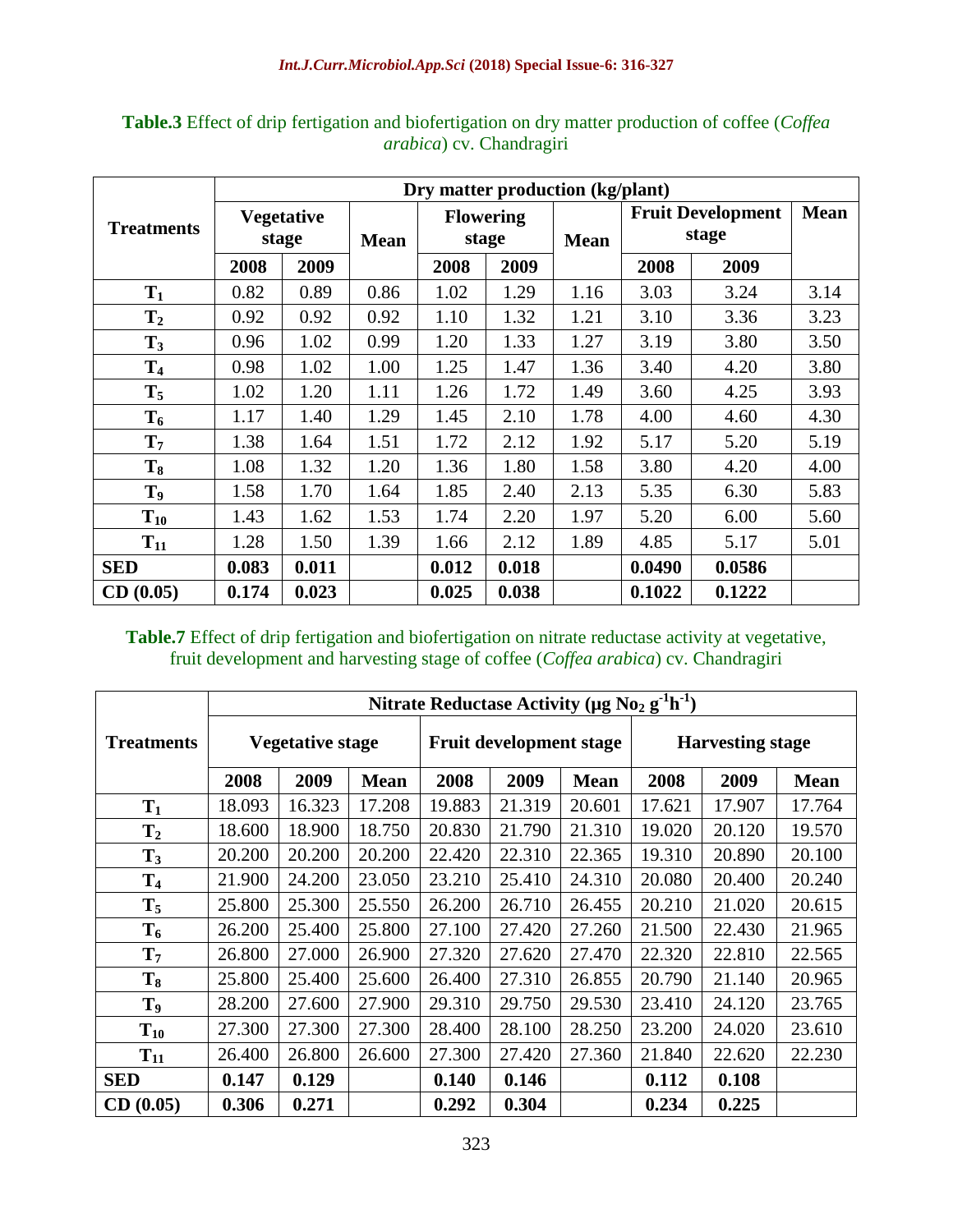**Table.3** Effect of drip fertigation and biofertigation on dry matter production of coffee (*Coffea arabica*) cv. Chandragiri

| Treatments | Dry matter production (kg/plant) | | | | | | | | |
|---|---|---|---|---|---|---|---|---|---|
| | Vegetative stage | | Mean | Flowering stage | | Mean | Fruit Development stage | | Mean |
| | 2008 | 2009 | | 2008 | 2009 | | 2008 | 2009 | |
| $T_1$ | 0.82 | 0.89 | 0.86 | 1.02 | 1.29 | 1.16 | 3.03 | 3.24 | 3.14 |
| $T_2$ | 0.92 | 0.92 | 0.92 | 1.10 | 1.32 | 1.21 | 3.10 | 3.36 | 3.23 |
| $T_3$ | 0.96 | 1.02 | 0.99 | 1.20 | 1.33 | 1.27 | 3.19 | 3.80 | 3.50 |
| $T_4$ | 0.98 | 1.02 | 1.00 | 1.25 | 1.47 | 1.36 | 3.40 | 4.20 | 3.80 |
| $T_5$ | 1.02 | 1.20 | 1.11 | 1.26 | 1.72 | 1.49 | 3.60 | 4.25 | 3.93 |
| $T_6$ | 1.17 | 1.40 | 1.29 | 1.45 | 2.10 | 1.78 | 4.00 | 4.60 | 4.30 |
| $T_7$ | 1.38 | 1.64 | 1.51 | 1.72 | 2.12 | 1.92 | 5.17 | 5.20 | 5.19 |
| $T_8$ | 1.08 | 1.32 | 1.20 | 1.36 | 1.80 | 1.58 | 3.80 | 4.20 | 4.00 |
| $T_9$ | 1.58 | 1.70 | 1.64 | 1.85 | 2.40 | 2.13 | 5.35 | 6.30 | 5.83 |
| $T_{10}$ | 1.43 | 1.62 | 1.53 | 1.74 | 2.20 | 1.97 | 5.20 | 6.00 | 5.60 |
| $T_{11}$ | 1.28 | 1.50 | 1.39 | 1.66 | 2.12 | 1.89 | 4.85 | 5.17 | 5.01 |
| **SED** | **0.083** | **0.011** | | **0.012** | **0.018** | | **0.0490** | **0.0586** | |
| **CD (0.05)** | **0.174** | **0.023** | | **0.025** | **0.038** | | **0.1022** | **0.1222** | |

**Table.7** Effect of drip fertigation and biofertigation on nitrate reductase activity at vegetative, fruit development and harvesting stage of coffee (*Coffea arabica*) cv. Chandragiri

| Treatments | Nitrate Reductase Activity (μg $No_2$ $g^{-1}h^{-1}$) | | | | | | | | |
|---|---|---|---|---|---|---|---|---|---|
| | Vegetative stage | | | Fruit development stage | | | Harvesting stage | | |
| | 2008 | 2009 | Mean | 2008 | 2009 | Mean | 2008 | 2009 | Mean |
| $T_1$ | 18.093 | 16.323 | 17.208 | 19.883 | 21.319 | 20.601 | 17.621 | 17.907 | 17.764 |
| $T_2$ | 18.600 | 18.900 | 18.750 | 20.830 | 21.790 | 21.310 | 19.020 | 20.120 | 19.570 |
| $T_3$ | 20.200 | 20.200 | 20.200 | 22.420 | 22.310 | 22.365 | 19.310 | 20.890 | 20.100 |
| $T_4$ | 21.900 | 24.200 | 23.050 | 23.210 | 25.410 | 24.310 | 20.080 | 20.400 | 20.240 |
| $T_5$ | 25.800 | 25.300 | 25.550 | 26.200 | 26.710 | 26.455 | 20.210 | 21.020 | 20.615 |
| $T_6$ | 26.200 | 25.400 | 25.800 | 27.100 | 27.420 | 27.260 | 21.500 | 22.430 | 21.965 |
| $T_7$ | 26.800 | 27.000 | 26.900 | 27.320 | 27.620 | 27.470 | 22.320 | 22.810 | 22.565 |
| $T_8$ | 25.800 | 25.400 | 25.600 | 26.400 | 27.310 | 26.855 | 20.790 | 21.140 | 20.965 |
| $T_9$ | 28.200 | 27.600 | 27.900 | 29.310 | 29.750 | 29.530 | 23.410 | 24.120 | 23.765 |
| $T_{10}$ | 27.300 | 27.300 | 27.300 | 28.400 | 28.100 | 28.250 | 23.200 | 24.020 | 23.610 |
| $T_{11}$ | 26.400 | 26.800 | 26.600 | 27.300 | 27.420 | 27.360 | 21.840 | 22.620 | 22.230 |
| **SED** | **0.147** | **0.129** | | **0.140** | **0.146** | | **0.112** | **0.108** | |
| **CD (0.05)** | **0.306** | **0.271** | | **0.292** | **0.304** | | **0.234** | **0.225** | |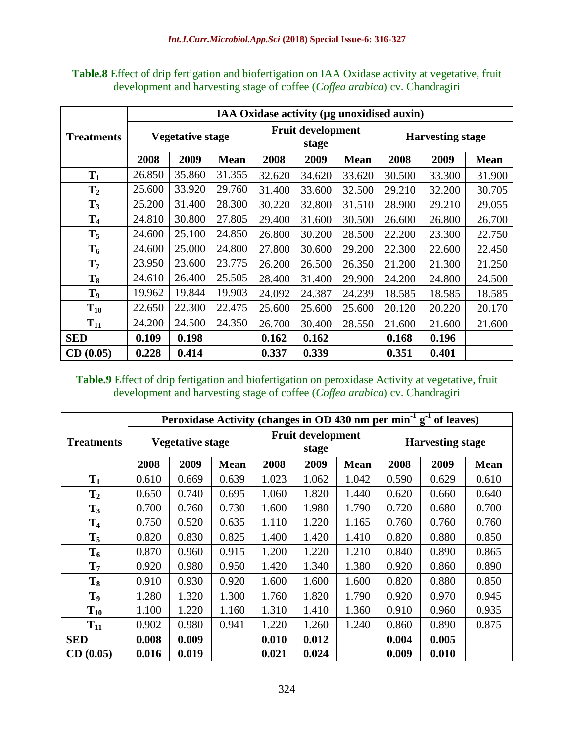**Table.8** Effect of drip fertigation and biofertigation on IAA Oxidase activity at vegetative, fruit development and harvesting stage of coffee (*Coffea arabica*) cv. Chandragiri

| Treatments | IAA Oxidase activity (µg unoxidised auxin) | | | | | | | | |
|---|---|---|---|---|---|---|---|---|---|
| | Vegetative stage | | | Fruit development stage | | | Harvesting stage | | |
| | 2008 | 2009 | Mean | 2008 | 2009 | Mean | 2008 | 2009 | Mean |
| $T_1$ | 26.850 | 35.860 | 31.355 | 32.620 | 34.620 | 33.620 | 30.500 | 33.300 | 31.900 |
| $T_2$ | 25.600 | 33.920 | 29.760 | 31.400 | 33.600 | 32.500 | 29.210 | 32.200 | 30.705 |
| $T_3$ | 25.200 | 31.400 | 28.300 | 30.220 | 32.800 | 31.510 | 28.900 | 29.210 | 29.055 |
| $T_4$ | 24.810 | 30.800 | 27.805 | 29.400 | 31.600 | 30.500 | 26.600 | 26.800 | 26.700 |
| $T_5$ | 24.600 | 25.100 | 24.850 | 26.800 | 30.200 | 28.500 | 22.200 | 23.300 | 22.750 |
| $T_6$ | 24.600 | 25.000 | 24.800 | 27.800 | 30.600 | 29.200 | 22.300 | 22.600 | 22.450 |
| $T_7$ | 23.950 | 23.600 | 23.775 | 26.200 | 26.500 | 26.350 | 21.200 | 21.300 | 21.250 |
| $T_8$ | 24.610 | 26.400 | 25.505 | 28.400 | 31.400 | 29.900 | 24.200 | 24.800 | 24.500 |
| $T_9$ | 19.962 | 19.844 | 19.903 | 24.092 | 24.387 | 24.239 | 18.585 | 18.585 | 18.585 |
| $T_{10}$ | 22.650 | 22.300 | 22.475 | 25.600 | 25.600 | 25.600 | 20.120 | 20.220 | 20.170 |
| $T_{11}$ | 24.200 | 24.500 | 24.350 | 26.700 | 30.400 | 28.550 | 21.600 | 21.600 | 21.600 |
| **SED** | **0.109** | **0.198** | | **0.162** | **0.162** | | **0.168** | **0.196** | |
| **CD (0.05)** | **0.228** | **0.414** | | **0.337** | **0.339** | | **0.351** | **0.401** | |

**Table.9** Effect of drip fertigation and biofertigation on peroxidase Activity at vegetative, fruit development and harvesting stage of coffee (*Coffea arabica*) cv. Chandragiri

| Treatments | Peroxidase Activity (changes in OD 430 nm per $min^{-1}$ $g^{-1}$ of leaves) | | | | | | | | |
|---|---|---|---|---|---|---|---|---|---|
| | Vegetative stage | | | Fruit development stage | | | Harvesting stage | | |
| | 2008 | 2009 | Mean | 2008 | 2009 | Mean | 2008 | 2009 | Mean |
| $T_1$ | 0.610 | 0.669 | 0.639 | 1.023 | 1.062 | 1.042 | 0.590 | 0.629 | 0.610 |
| $T_2$ | 0.650 | 0.740 | 0.695 | 1.060 | 1.820 | 1.440 | 0.620 | 0.660 | 0.640 |
| $T_3$ | 0.700 | 0.760 | 0.730 | 1.600 | 1.980 | 1.790 | 0.720 | 0.680 | 0.700 |
| $T_4$ | 0.750 | 0.520 | 0.635 | 1.110 | 1.220 | 1.165 | 0.760 | 0.760 | 0.760 |
| $T_5$ | 0.820 | 0.830 | 0.825 | 1.400 | 1.420 | 1.410 | 0.820 | 0.880 | 0.850 |
| $T_6$ | 0.870 | 0.960 | 0.915 | 1.200 | 1.220 | 1.210 | 0.840 | 0.890 | 0.865 |
| $T_7$ | 0.920 | 0.980 | 0.950 | 1.420 | 1.340 | 1.380 | 0.920 | 0.860 | 0.890 |
| $T_8$ | 0.910 | 0.930 | 0.920 | 1.600 | 1.600 | 1.600 | 0.820 | 0.880 | 0.850 |
| $T_9$ | 1.280 | 1.320 | 1.300 | 1.760 | 1.820 | 1.790 | 0.920 | 0.970 | 0.945 |
| $T_{10}$ | 1.100 | 1.220 | 1.160 | 1.310 | 1.410 | 1.360 | 0.910 | 0.960 | 0.935 |
| $T_{11}$ | 0.902 | 0.980 | 0.941 | 1.220 | 1.260 | 1.240 | 0.860 | 0.890 | 0.875 |
| **SED** | **0.008** | **0.009** | | **0.010** | **0.012** | | **0.004** | **0.005** | |
| **CD (0.05)** | **0.016** | **0.019** | | **0.021** | **0.024** | | **0.009** | **0.010** | |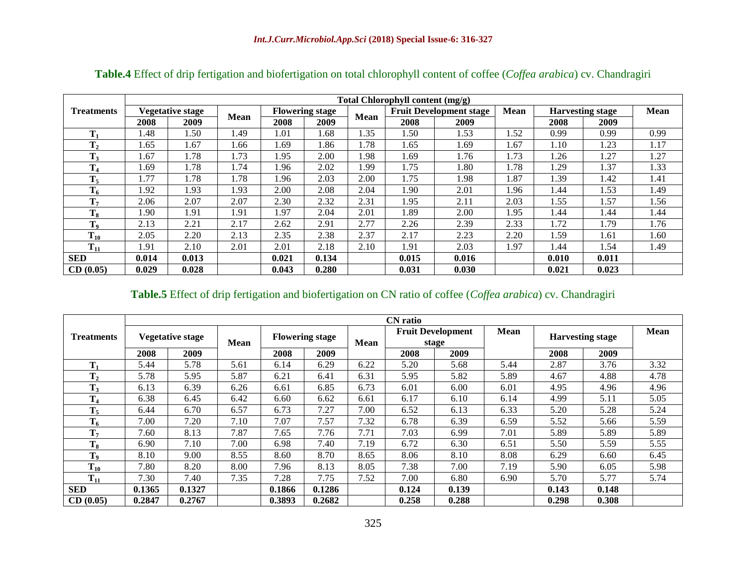**Table.4** Effect of drip fertigation and biofertigation on total chlorophyll content of coffee (*Coffea arabica*) cv. Chandragiri

| Treatments | Total Chlorophyll content (mg/g) | | | | | | | | | | | |
|---|---|---|---|---|---|---|---|---|---|---|---|---|
| | Vegetative stage | | Mean | Flowering stage | | Mean | Fruit Development stage | | Mean | Harvesting stage | | Mean |
| | 2008 | 2009 | | 2008 | 2009 | | 2008 | 2009 | | 2008 | 2009 | |
| $T_1$ | 1.48 | 1.50 | 1.49 | 1.01 | 1.68 | 1.35 | 1.50 | 1.53 | 1.52 | 0.99 | 0.99 | 0.99 |
| $T_2$ | 1.65 | 1.67 | 1.66 | 1.69 | 1.86 | 1.78 | 1.65 | 1.69 | 1.67 | 1.10 | 1.23 | 1.17 |
| $T_3$ | 1.67 | 1.78 | 1.73 | 1.95 | 2.00 | 1.98 | 1.69 | 1.76 | 1.73 | 1.26 | 1.27 | 1.27 |
| $T_4$ | 1.69 | 1.78 | 1.74 | 1.96 | 2.02 | 1.99 | 1.75 | 1.80 | 1.78 | 1.29 | 1.37 | 1.33 |
| $T_5$ | 1.77 | 1.78 | 1.78 | 1.96 | 2.03 | 2.00 | 1.75 | 1.98 | 1.87 | 1.39 | 1.42 | 1.41 |
| $T_6$ | 1.92 | 1.93 | 1.93 | 2.00 | 2.08 | 2.04 | 1.90 | 2.01 | 1.96 | 1.44 | 1.53 | 1.49 |
| $T_7$ | 2.06 | 2.07 | 2.07 | 2.30 | 2.32 | 2.31 | 1.95 | 2.11 | 2.03 | 1.55 | 1.57 | 1.56 |
| $T_8$ | 1.90 | 1.91 | 1.91 | 1.97 | 2.04 | 2.01 | 1.89 | 2.00 | 1.95 | 1.44 | 1.44 | 1.44 |
| $T_9$ | 2.13 | 2.21 | 2.17 | 2.62 | 2.91 | 2.77 | 2.26 | 2.39 | 2.33 | 1.72 | 1.79 | 1.76 |
| $T_{10}$ | 2.05 | 2.20 | 2.13 | 2.35 | 2.38 | 2.37 | 2.17 | 2.23 | 2.20 | 1.59 | 1.61 | 1.60 |
| $T_{11}$ | 1.91 | 2.10 | 2.01 | 2.01 | 2.18 | 2.10 | 1.91 | 2.03 | 1.97 | 1.44 | 1.54 | 1.49 |
| **SED** | **0.014** | **0.013** | | **0.021** | **0.134** | | **0.015** | **0.016** | | **0.010** | **0.011** | |
| **CD (0.05)** | **0.029** | **0.028** | | **0.043** | **0.280** | | **0.031** | **0.030** | | **0.021** | **0.023** | |

**Table.5** Effect of drip fertigation and biofertigation on CN ratio of coffee (*Coffea arabica*) cv. Chandragiri

| Treatments | CN ratio | | | | | | | | | | | |
|---|---|---|---|---|---|---|---|---|---|---|---|---|
| | Vegetative stage | | Mean | Flowering stage | | Mean | Fruit Development stage | | Mean | Harvesting stage | | Mean |
| | 2008 | 2009 | | 2008 | 2009 | | 2008 | 2009 | | 2008 | 2009 | |
| $T_1$ | 5.44 | 5.78 | 5.61 | 6.14 | 6.29 | 6.22 | 5.20 | 5.68 | 5.44 | 2.87 | 3.76 | 3.32 |
| $T_2$ | 5.78 | 5.95 | 5.87 | 6.21 | 6.41 | 6.31 | 5.95 | 5.82 | 5.89 | 4.67 | 4.88 | 4.78 |
| $T_3$ | 6.13 | 6.39 | 6.26 | 6.61 | 6.85 | 6.73 | 6.01 | 6.00 | 6.01 | 4.95 | 4.96 | 4.96 |
| $T_4$ | 6.38 | 6.45 | 6.42 | 6.60 | 6.62 | 6.61 | 6.17 | 6.10 | 6.14 | 4.99 | 5.11 | 5.05 |
| $T_5$ | 6.44 | 6.70 | 6.57 | 6.73 | 7.27 | 7.00 | 6.52 | 6.13 | 6.33 | 5.20 | 5.28 | 5.24 |
| $T_6$ | 7.00 | 7.20 | 7.10 | 7.07 | 7.57 | 7.32 | 6.78 | 6.39 | 6.59 | 5.52 | 5.66 | 5.59 |
| $T_7$ | 7.60 | 8.13 | 7.87 | 7.65 | 7.76 | 7.71 | 7.03 | 6.99 | 7.01 | 5.89 | 5.89 | 5.89 |
| $T_8$ | 6.90 | 7.10 | 7.00 | 6.98 | 7.40 | 7.19 | 6.72 | 6.30 | 6.51 | 5.50 | 5.59 | 5.55 |
| $T_9$ | 8.10 | 9.00 | 8.55 | 8.60 | 8.70 | 8.65 | 8.06 | 8.10 | 8.08 | 6.29 | 6.60 | 6.45 |
| $T_{10}$ | 7.80 | 8.20 | 8.00 | 7.96 | 8.13 | 8.05 | 7.38 | 7.00 | 7.19 | 5.90 | 6.05 | 5.98 |
| $T_{11}$ | 7.30 | 7.40 | 7.35 | 7.28 | 7.75 | 7.52 | 7.00 | 6.80 | 6.90 | 5.70 | 5.77 | 5.74 |
| **SED** | **0.1365** | **0.1327** | | **0.1866** | **0.1286** | | **0.124** | **0.139** | | **0.143** | **0.148** | |
| **CD (0.05)** | **0.2847** | **0.2767** | | **0.3893** | **0.2682** | | **0.258** | **0.288** | | **0.298** | **0.308** | |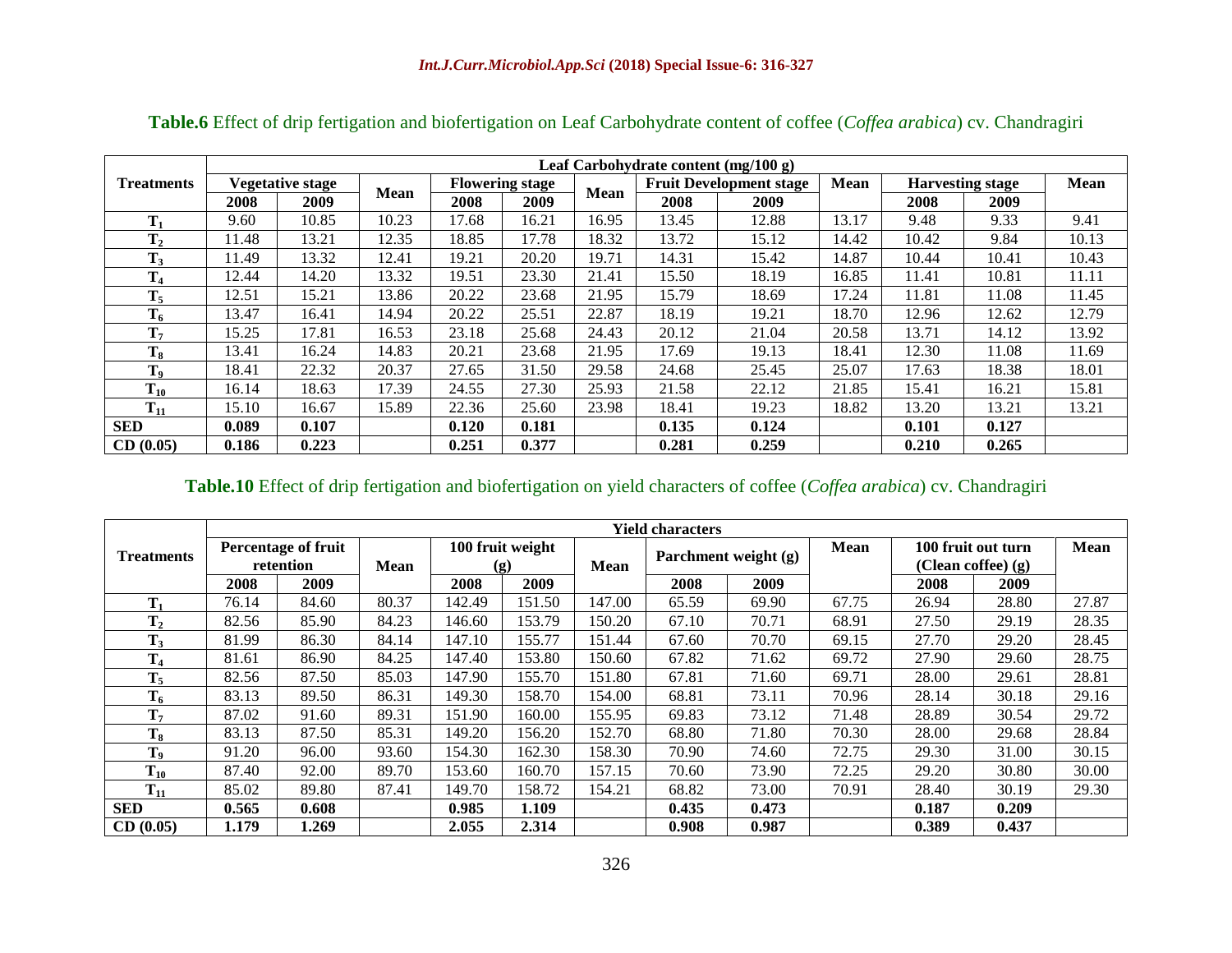**Table.6** Effect of drip fertigation and biofertigation on Leaf Carbohydrate content of coffee (*Coffea arabica*) cv. Chandragiri

| Treatments | Leaf Carbohydrate content (mg/100 g) | | | | | | | | | | | |
|---|---|---|---|---|---|---|---|---|---|---|---|---|
| | Vegetative stage | | Mean | Flowering stage | | Mean | Fruit Development stage | | Mean | Harvesting stage | | Mean |
| | 2008 | 2009 | | 2008 | 2009 | | 2008 | 2009 | | 2008 | 2009 | |
| $T_1$ | 9.60 | 10.85 | 10.23 | 17.68 | 16.21 | 16.95 | 13.45 | 12.88 | 13.17 | 9.48 | 9.33 | 9.41 |
| $T_2$ | 11.48 | 13.21 | 12.35 | 18.85 | 17.78 | 18.32 | 13.72 | 15.12 | 14.42 | 10.42 | 9.84 | 10.13 |
| $T_3$ | 11.49 | 13.32 | 12.41 | 19.21 | 20.20 | 19.71 | 14.31 | 15.42 | 14.87 | 10.44 | 10.41 | 10.43 |
| $T_4$ | 12.44 | 14.20 | 13.32 | 19.51 | 23.30 | 21.41 | 15.50 | 18.19 | 16.85 | 11.41 | 10.81 | 11.11 |
| $T_5$ | 12.51 | 15.21 | 13.86 | 20.22 | 23.68 | 21.95 | 15.79 | 18.69 | 17.24 | 11.81 | 11.08 | 11.45 |
| $T_6$ | 13.47 | 16.41 | 14.94 | 20.22 | 25.51 | 22.87 | 18.19 | 19.21 | 18.70 | 12.96 | 12.62 | 12.79 |
| $T_7$ | 15.25 | 17.81 | 16.53 | 23.18 | 25.68 | 24.43 | 20.12 | 21.04 | 20.58 | 13.71 | 14.12 | 13.92 |
| $T_8$ | 13.41 | 16.24 | 14.83 | 20.21 | 23.68 | 21.95 | 17.69 | 19.13 | 18.41 | 12.30 | 11.08 | 11.69 |
| $T_9$ | 18.41 | 22.32 | 20.37 | 27.65 | 31.50 | 29.58 | 24.68 | 25.45 | 25.07 | 17.63 | 18.38 | 18.01 |
| $T_{10}$ | 16.14 | 18.63 | 17.39 | 24.55 | 27.30 | 25.93 | 21.58 | 22.12 | 21.85 | 15.41 | 16.21 | 15.81 |
| $T_{11}$ | 15.10 | 16.67 | 15.89 | 22.36 | 25.60 | 23.98 | 18.41 | 19.23 | 18.82 | 13.20 | 13.21 | 13.21 |
| **SED** | **0.089** | **0.107** | | **0.120** | **0.181** | | **0.135** | **0.124** | | **0.101** | **0.127** | |
| **CD (0.05)** | **0.186** | **0.223** | | **0.251** | **0.377** | | **0.281** | **0.259** | | **0.210** | **0.265** | |

**Table.10** Effect of drip fertigation and biofertigation on yield characters of coffee (*Coffea arabica*) cv. Chandragiri

| Treatments | Yield characters | | | | | | | | | | | |
|---|---|---|---|---|---|---|---|---|---|---|---|---|
| | Percentage of fruit retention | | Mean | 100 fruit weight (g) | | Mean | Parchment weight (g) | | Mean | 100 fruit out turn (Clean coffee) (g) | | Mean |
| | 2008 | 2009 | | 2008 | 2009 | | 2008 | 2009 | | 2008 | 2009 | |
| $T_1$ | 76.14 | 84.60 | 80.37 | 142.49 | 151.50 | 147.00 | 65.59 | 69.90 | 67.75 | 26.94 | 28.80 | 27.87 |
| $T_2$ | 82.56 | 85.90 | 84.23 | 146.60 | 153.79 | 150.20 | 67.10 | 70.71 | 68.91 | 27.50 | 29.19 | 28.35 |
| $T_3$ | 81.99 | 86.30 | 84.14 | 147.10 | 155.77 | 151.44 | 67.60 | 70.70 | 69.15 | 27.70 | 29.20 | 28.45 |
| $T_4$ | 81.61 | 86.90 | 84.25 | 147.40 | 153.80 | 150.60 | 67.82 | 71.62 | 69.72 | 27.90 | 29.60 | 28.75 |
| $T_5$ | 82.56 | 87.50 | 85.03 | 147.90 | 155.70 | 151.80 | 67.81 | 71.60 | 69.71 | 28.00 | 29.61 | 28.81 |
| $T_6$ | 83.13 | 89.50 | 86.31 | 149.30 | 158.70 | 154.00 | 68.81 | 73.11 | 70.96 | 28.14 | 30.18 | 29.16 |
| $T_7$ | 87.02 | 91.60 | 89.31 | 151.90 | 160.00 | 155.95 | 69.83 | 73.12 | 71.48 | 28.89 | 30.54 | 29.72 |
| $T_8$ | 83.13 | 87.50 | 85.31 | 149.20 | 156.20 | 152.70 | 68.80 | 71.80 | 70.30 | 28.00 | 29.68 | 28.84 |
| $T_9$ | 91.20 | 96.00 | 93.60 | 154.30 | 162.30 | 158.30 | 70.90 | 74.60 | 72.75 | 29.30 | 31.00 | 30.15 |
| $T_{10}$ | 87.40 | 92.00 | 89.70 | 153.60 | 160.70 | 157.15 | 70.60 | 73.90 | 72.25 | 29.20 | 30.80 | 30.00 |
| $T_{11}$ | 85.02 | 89.80 | 87.41 | 149.70 | 158.72 | 154.21 | 68.82 | 73.00 | 70.91 | 28.40 | 30.19 | 29.30 |
| **SED** | **0.565** | **0.608** | | **0.985** | **1.109** | | **0.435** | **0.473** | | **0.187** | **0.209** | |
| **CD (0.05)** | **1.179** | **1.269** | | **2.055** | **2.314** | | **0.908** | **0.987** | | **0.389** | **0.437** | |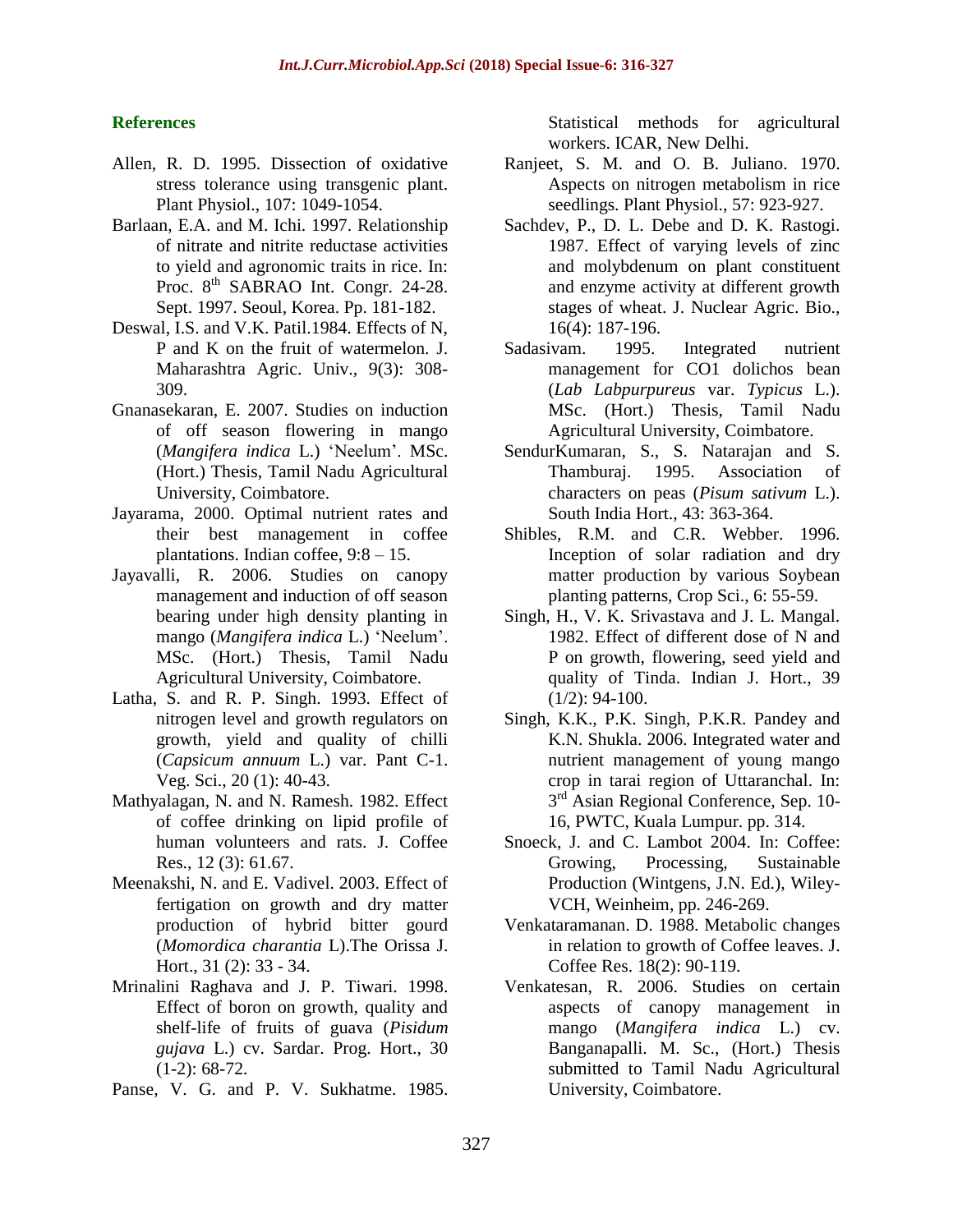## References

Allen, R. D. 1995. Dissection of oxidative stress tolerance using transgenic plant. Plant Physiol., 107: 1049-1054.

Barlaan, E.A. and M. Ichi. 1997. Relationship of nitrate and nitrite reductase activities to yield and agronomic traits in rice. In: Proc. 8th SABRAO Int. Congr. 24-28. Sept. 1997. Seoul, Korea. Pp. 181-182.

Deswal, I.S. and V.K. Patil.1984. Effects of N, P and K on the fruit of watermelon. J. Maharashtra Agric. Univ., 9(3): 308-309.

Gnanasekaran, E. 2007. Studies on induction of off season flowering in mango (*Mangifera indica* L.) 'Neelum'. MSc. (Hort.) Thesis, Tamil Nadu Agricultural University, Coimbatore.

Jayarama, 2000. Optimal nutrient rates and their best management in coffee plantations. Indian coffee, 9:8 – 15.

Jayavalli, R. 2006. Studies on canopy management and induction of off season bearing under high density planting in mango (*Mangifera indica* L.) 'Neelum'. MSc. (Hort.) Thesis, Tamil Nadu Agricultural University, Coimbatore.

Latha, S. and R. P. Singh. 1993. Effect of nitrogen level and growth regulators on growth, yield and quality of chilli (*Capsicum annuum* L.) var. Pant C-1. Veg. Sci., 20 (1): 40-43.

Mathyalagan, N. and N. Ramesh. 1982. Effect of coffee drinking on lipid profile of human volunteers and rats. J. Coffee Res., 12 (3): 61.67.

Meenakshi, N. and E. Vadivel. 2003. Effect of fertigation on growth and dry matter production of hybrid bitter gourd (*Momordica charantia* L).The Orissa J. Hort., 31 (2): 33 - 34.

Mrinalini Raghava and J. P. Tiwari. 1998. Effect of boron on growth, quality and shelf-life of fruits of guava (*Pisidum gujava* L.) cv. Sardar. Prog. Hort., 30 (1-2): 68-72.

Panse, V. G. and P. V. Sukhatme. 1985. Statistical methods for agricultural workers. ICAR, New Delhi.

Ranjeet, S. M. and O. B. Juliano. 1970. Aspects on nitrogen metabolism in rice seedlings. Plant Physiol., 57: 923-927.

Sachdev, P., D. L. Debe and D. K. Rastogi. 1987. Effect of varying levels of zinc and molybdenum on plant constituent and enzyme activity at different growth stages of wheat. J. Nuclear Agric. Bio., 16(4): 187-196.

Sadasivam. 1995. Integrated nutrient management for CO1 dolichos bean (*Lab Labpurpureus* var. *Typicus* L.). MSc. (Hort.) Thesis, Tamil Nadu Agricultural University, Coimbatore.

SendurKumaran, S., S. Natarajan and S. Thamburaj. 1995. Association of characters on peas (*Pisum sativum* L.). South India Hort., 43: 363-364.

Shibles, R.M. and C.R. Webber. 1996. Inception of solar radiation and dry matter production by various Soybean planting patterns, Crop Sci., 6: 55-59.

Singh, H., V. K. Srivastava and J. L. Mangal. 1982. Effect of different dose of N and P on growth, flowering, seed yield and quality of Tinda. Indian J. Hort., 39 (1/2): 94-100.

Singh, K.K., P.K. Singh, P.K.R. Pandey and K.N. Shukla. 2006. Integrated water and nutrient management of young mango crop in tarai region of Uttaranchal. In: 3rd Asian Regional Conference, Sep. 10-16, PWTC, Kuala Lumpur. pp. 314.

Snoeck, J. and C. Lambot 2004. In: Coffee: Growing, Processing, Sustainable Production (Wintgens, J.N. Ed.), Wiley-VCH, Weinheim, pp. 246-269.

Venkataramanan. D. 1988. Metabolic changes in relation to growth of Coffee leaves. J. Coffee Res. 18(2): 90-119.

Venkatesan, R. 2006. Studies on certain aspects of canopy management in mango (*Mangifera indica* L.) cv. Banganapalli. M. Sc., (Hort.) Thesis submitted to Tamil Nadu Agricultural University, Coimbatore.